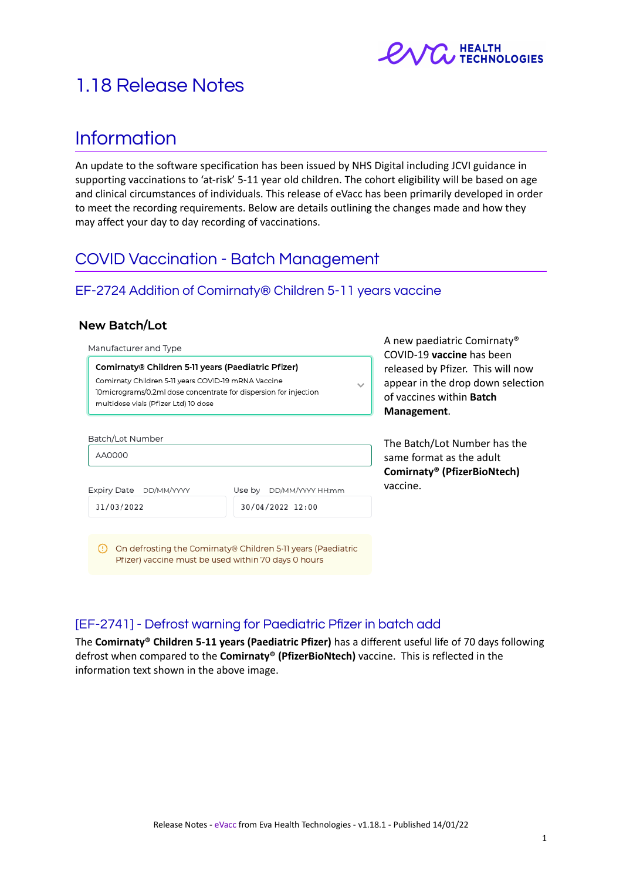# 1.18 Release Notes

## Information

An update to the software specification has been issued by NHS Digital including JCVI guidance in supporting vaccinations to 'at-risk' 5-11 year old children. The cohort eligibility will be based on age and clinical circumstances of individuals. This release of eVacc has been primarily developed in order to meet the recording requirements. Below are details outlining the changes made and how they may affect your day to day recording of vaccinations.

## COVID Vaccination - Batch Management

### EF-2724 Addition of Comirnaty® Children 5-11 years vaccine

**New Batch/Lot**

Manufacturer and Type

**Comirnaty® Children 5-11 years (Paediatric Pfizer)**
Comirnaty Children 5-11 years COVID-19 mRNA Vaccine 10micrograms/0.2ml dose concentrate for dispersion for injection multidose vials (Pfizer Ltd) 10 dose

Batch/Lot Number

AA0000

Expiry Date DD/MM/YYYY

31/03/2022

Use by DD/MM/YYYY HH:mm

30/04/2022 12:00

On defrosting the Comirnaty® Children 5-11 years (Paediatric Pfizer) vaccine must be used within 70 days 0 hours

A new paediatric Comirnaty® COVID-19 **vaccine** has been released by Pfizer. This will now appear in the drop down selection of vaccines within **Batch Management**.

The Batch/Lot Number has the same format as the adult **Comirnaty® (PfizerBioNtech)** vaccine.

### [EF-2741] - Defrost warning for Paediatric Pfizer in batch add

The **Comirnaty® Children 5-11 years (Paediatric Pfizer)** has a different useful life of 70 days following defrost when compared to the **Comirnaty® (PfizerBioNtech)** vaccine. This is reflected in the information text shown in the above image.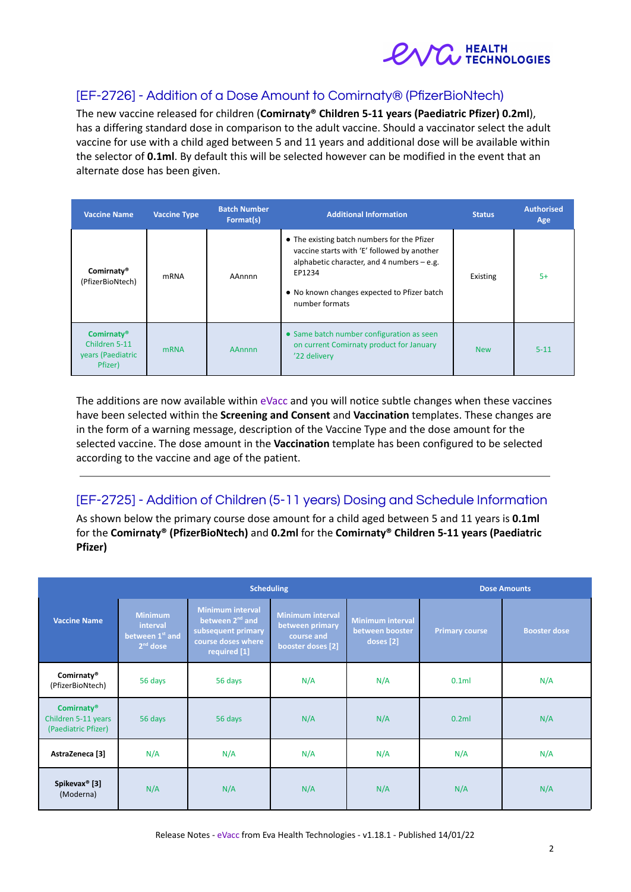## [EF-2726] - Addition of a Dose Amount to Comirnaty® (PfizerBioNtech)

The new vaccine released for children (**Comirnaty® Children 5-11 years (Paediatric Pfizer) 0.2ml**), has a differing standard dose in comparison to the adult vaccine. Should a vaccinator select the adult vaccine for use with a child aged between 5 and 11 years and additional dose will be available within the selector of **0.1ml**. By default this will be selected however can be modified in the event that an alternate dose has been given.

| Vaccine Name | Vaccine Type | Batch Number Format(s) | Additional Information | Status | Authorised Age |
|---|---|---|---|---|---|
| **Comirnaty®** (PfizerBioNtech) | mRNA | AAnnnn | • The existing batch numbers for the Pfizer vaccine starts with 'E' followed by another alphabetic character, and 4 numbers – e.g. EP1234<br>• No known changes expected to Pfizer batch number formats | Existing | 5+ |
| **Comirnaty®** Children 5-11 years (Paediatric Pfizer) | mRNA | AAnnnn | • Same batch number configuration as seen on current Comirnaty product for January '22 delivery | New | 5-11 |

The additions are now available within eVacc and you will notice subtle changes when these vaccines have been selected within the **Screening and Consent** and **Vaccination** templates. These changes are in the form of a warning message, description of the Vaccine Type and the dose amount for the selected vaccine. The dose amount in the **Vaccination** template has been configured to be selected according to the vaccine and age of the patient.

---

## [EF-2725] - Addition of Children (5-11 years) Dosing and Schedule Information

As shown below the primary course dose amount for a child aged between 5 and 11 years is **0.1ml** for the **Comirnaty® (PfizerBioNtech)** and **0.2ml** for the **Comirnaty® Children 5-11 years (Paediatric Pfizer)**

| | Scheduling | | | | Dose Amounts | |
|---|---|---|---|---|---|---|
| Vaccine Name | Minimum interval between 1st and 2nd dose | Minimum interval between 2nd and subsequent primary course doses where required [1] | Minimum interval between primary course and booster doses [2] | Minimum interval between booster doses [2] | Primary course | Booster dose |
| **Comirnaty®** (PfizerBioNtech) | 56 days | 56 days | N/A | N/A | 0.1ml | N/A |
| **Comirnaty®** Children 5-11 years (Paediatric Pfizer) | 56 days | 56 days | N/A | N/A | 0.2ml | N/A |
| **AstraZeneca [3]** | N/A | N/A | N/A | N/A | N/A | N/A |
| **Spikevax® [3]** (Moderna) | N/A | N/A | N/A | N/A | N/A | N/A |

Release Notes - eVacc from Eva Health Technologies - v1.18.1 - Published 14/01/22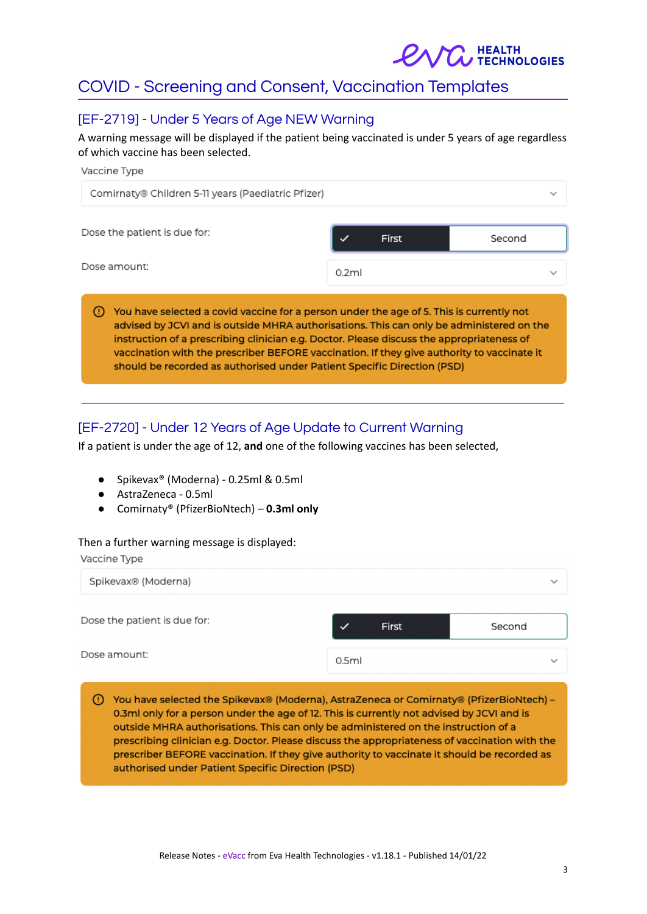# COVID - Screening and Consent, Vaccination Templates

## [EF-2719] - Under 5 Years of Age NEW Warning

A warning message will be displayed if the patient being vaccinated is under 5 years of age regardless of which vaccine has been selected.

Vaccine Type

Comirnaty® Children 5-11 years (Paediatric Pfizer)

Dose the patient is due for: First | Second

Dose amount: 0.2ml

> You have selected a covid vaccine for a person under the age of 5. This is currently not advised by JCVI and is outside MHRA authorisations. This can only be administered on the instruction of a prescribing clinician e.g. Doctor. Please discuss the appropriateness of vaccination with the prescriber BEFORE vaccination. If they give authority to vaccinate it should be recorded as authorised under Patient Specific Direction (PSD)

---

## [EF-2720] - Under 12 Years of Age Update to Current Warning

If a patient is under the age of 12, **and** one of the following vaccines has been selected,

- Spikevax® (Moderna) - 0.25ml & 0.5ml
- AstraZeneca - 0.5ml
- Comirnaty® (PfizerBioNtech) – **0.3ml only**

Then a further warning message is displayed:

Vaccine Type

Spikevax® (Moderna)

Dose the patient is due for: First | Second

Dose amount: 0.5ml

> You have selected the Spikevax® (Moderna), AstraZeneca or Comirnaty® (PfizerBioNtech) – 0.3ml only for a person under the age of 12. This is currently not advised by JCVI and is outside MHRA authorisations. This can only be administered on the instruction of a prescribing clinician e.g. Doctor. Please discuss the appropriateness of vaccination with the prescriber BEFORE vaccination. If they give authority to vaccinate it should be recorded as authorised under Patient Specific Direction (PSD)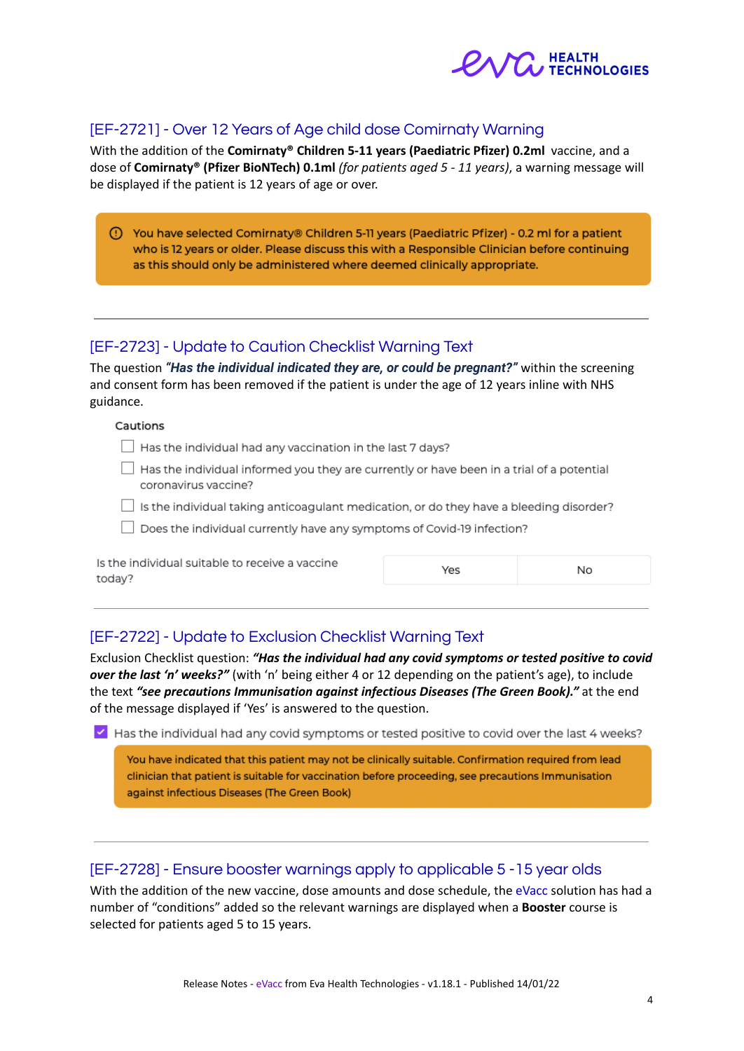## [EF-2721] - Over 12 Years of Age child dose Comirnaty Warning

With the addition of the **Comirnaty® Children 5-11 years (Paediatric Pfizer) 0.2ml** vaccine, and a dose of **Comirnaty® (Pfizer BioNTech) 0.1ml** *(for patients aged 5 - 11 years)*, a warning message will be displayed if the patient is 12 years of age or over.

> ⓘ You have selected Comirnaty® Children 5-11 years (Paediatric Pfizer) - 0.2 ml for a patient who is 12 years or older. Please discuss this with a Responsible Clinician before continuing as this should only be administered where deemed clinically appropriate.

---

## [EF-2723] - Update to Caution Checklist Warning Text

The question ***"Has the individual indicated they are, or could be pregnant?"*** within the screening and consent form has been removed if the patient is under the age of 12 years inline with NHS guidance.

Cautions

- [ ] Has the individual had any vaccination in the last 7 days?
- [ ] Has the individual informed you they are currently or have been in a trial of a potential coronavirus vaccine?
- [ ] Is the individual taking anticoagulant medication, or do they have a bleeding disorder?
- [ ] Does the individual currently have any symptoms of Covid-19 infection?

Is the individual suitable to receive a vaccine today? | Yes | No

---

## [EF-2722] - Update to Exclusion Checklist Warning Text

Exclusion Checklist question: ***"Has the individual had any covid symptoms or tested positive to covid over the last 'n' weeks?"*** (with 'n' being either 4 or 12 depending on the patient's age), to include the text ***"see precautions Immunisation against infectious Diseases (The Green Book)."*** at the end of the message displayed if 'Yes' is answered to the question.

- [x] Has the individual had any covid symptoms or tested positive to covid over the last 4 weeks?

> You have indicated that this patient may not be clinically suitable. Confirmation required from lead clinician that patient is suitable for vaccination before proceeding, see precautions Immunisation against infectious Diseases (The Green Book)

---

## [EF-2728] - Ensure booster warnings apply to applicable 5 -15 year olds

With the addition of the new vaccine, dose amounts and dose schedule, the eVacc solution has had a number of "conditions" added so the relevant warnings are displayed when a **Booster** course is selected for patients aged 5 to 15 years.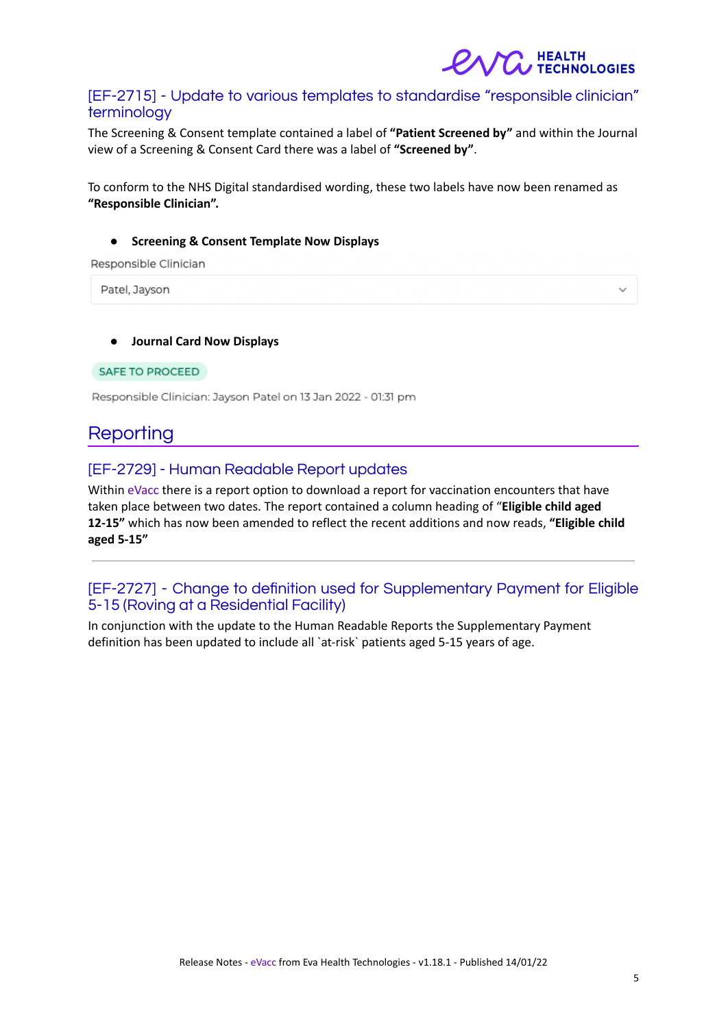### [EF-2715] - Update to various templates to standardise "responsible clinician" terminology

The Screening & Consent template contained a label of **"Patient Screened by"** and within the Journal view of a Screening & Consent Card there was a label of **"Screened by"**.

To conform to the NHS Digital standardised wording, these two labels have now been renamed as **"Responsible Clinician".**

- **Screening & Consent Template Now Displays**

Responsible Clinician

Patel, Jayson

- **Journal Card Now Displays**

SAFE TO PROCEED

Responsible Clinician: Jayson Patel on 13 Jan 2022 - 01:31 pm

## Reporting

### [EF-2729] - Human Readable Report updates

Within eVacc there is a report option to download a report for vaccination encounters that have taken place between two dates. The report contained a column heading of "**Eligible child aged 12-15"** which has now been amended to reflect the recent additions and now reads, **"Eligible child aged 5-15"**

---

### [EF-2727] - Change to definition used for Supplementary Payment for Eligible 5-15 (Roving at a Residential Facility)

In conjunction with the update to the Human Readable Reports the Supplementary Payment definition has been updated to include all `at-risk` patients aged 5-15 years of age.